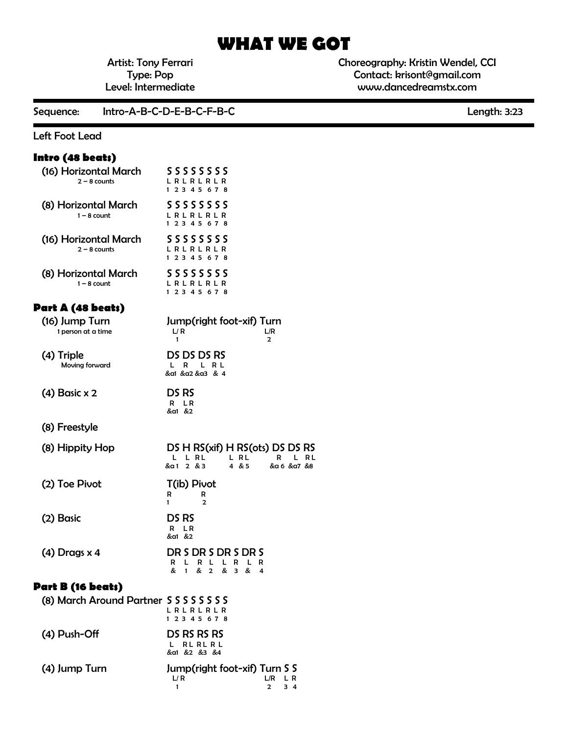# WHAT WE GOT

Artist: Tony Ferrari
Type: Pop
Level: Intermediate

Choreography: Kristin Wendel, CCI
Contact: krisont@gmail.com
www.dancedreamstx.com

Sequence: Intro-A-B-C-D-E-B-C-F-B-C

Length: 3:23

Left Foot Lead

## Intro (48 beats)

| Step | Pattern |
|---|---|
| (16) Horizontal March<br>2 – 8 counts | S S S S S S S S<br>L R L R L R L R<br>1 2 3 4 5 6 7 8 |
| (8) Horizontal March<br>1 – 8 count | S S S S S S S S<br>L R L R L R L R<br>1 2 3 4 5 6 7 8 |
| (16) Horizontal March<br>2 – 8 counts | S S S S S S S S<br>L R L R L R L R<br>1 2 3 4 5 6 7 8 |
| (8) Horizontal March<br>1 – 8 count | S S S S S S S S<br>L R L R L R L R<br>1 2 3 4 5 6 7 8 |

## Part A (48 beats)

| Step | Pattern |
|---|---|
| (16) Jump Turn<br>1 person at a time | Jump(right foot-xif) Turn<br>L/R L/R<br>1 2 |
| (4) Triple<br>Moving forward | DS DS DS RS<br>L R L RL<br>&a1 &a2 &a3 & 4 |
| (4) Basic x 2 | DS RS<br>R LR<br>&a1 &2 |
| (8) Freestyle | |
| (8) Hippity Hop | DS H RS(xif) H RS(ots) DS DS RS<br>L L RL L RL R L RL<br>&a1 2 & 3 4 & 5 &a 6 &a7 &8 |
| (2) Toe Pivot | T(ib) Pivot<br>R R<br>1 2 |
| (2) Basic | DS RS<br>R LR<br>&a1 &2 |
| (4) Drags x 4 | DR S DR S DR S DR S<br>R L R L L R L R<br>& 1 & 2 & 3 & 4 |

## Part B (16 beats)

| Step | Pattern |
|---|---|
| (8) March Around Partner | S S S S S S S S<br>L R L R L R L R<br>1 2 3 4 5 6 7 8 |
| (4) Push-Off | DS RS RS RS<br>L RL RL RL<br>&a1 &2 &3 &4 |
| (4) Jump Turn | Jump(right foot-xif) Turn S S<br>L/R L/R L R<br>1 2 3 4 |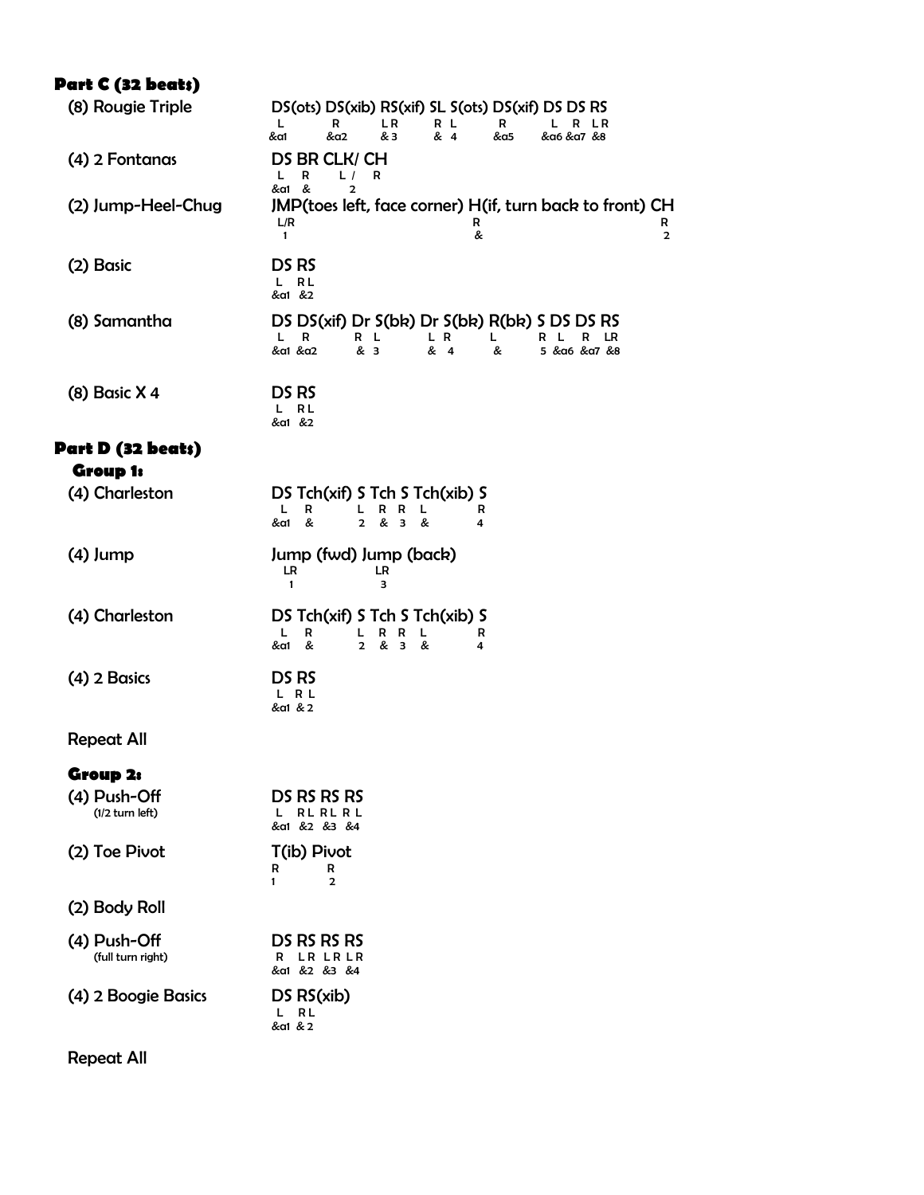## Part C (32 beats)

| | |
|---|---|
| (8) Rougie Triple | DS(ots) DS(xib) RS(xif) SL S(ots) DS(xif) DS DS RS<br>L R LR R L R L R LR<br>&a1 &a2 & 3 & 4 &a5 &a6 &a7 &8 |
| (4) 2 Fontanas | DS BR CLK/ CH<br>L R L / R<br>&a1 & 2 |
| (2) Jump-Heel-Chug | JMP(toes left, face corner) H(if, turn back to front) CH<br>L/R R R<br>1 & 2 |
| (2) Basic | DS RS<br>L RL<br>&a1 &2 |
| (8) Samantha | DS DS(xif) Dr S(bk) Dr S(bk) R(bk) S DS DS RS<br>L R R L L R L R L R LR<br>&a1 &a2 & 3 & 4 & 5 &a6 &a7 &8 |
| (8) Basic X 4 | DS RS<br>L RL<br>&a1 &2 |

## Part D (32 beats)

### Group 1:

| | |
|---|---|
| (4) Charleston | DS Tch(xif) S Tch S Tch(xib) S<br>L R L R R L R<br>&a1 & 2 & 3 & 4 |
| (4) Jump | Jump (fwd) Jump (back)<br>LR LR<br>1 3 |
| (4) Charleston | DS Tch(xif) S Tch S Tch(xib) S<br>L R L R R L R<br>&a1 & 2 & 3 & 4 |
| (4) 2 Basics | DS RS<br>L R L<br>&a1 & 2 |

Repeat All

### Group 2:

| | |
|---|---|
| (4) Push-Off<br>(1/2 turn left) | DS RS RS RS<br>L RL RL R L<br>&a1 &2 &3 &4 |
| (2) Toe Pivot | T(ib) Pivot<br>R R<br>1 2 |
| (2) Body Roll | |
| (4) Push-Off<br>(full turn right) | DS RS RS RS<br>R LR LR LR<br>&a1 &2 &3 &4 |
| (4) 2 Boogie Basics | DS RS(xib)<br>L RL<br>&a1 & 2 |

Repeat All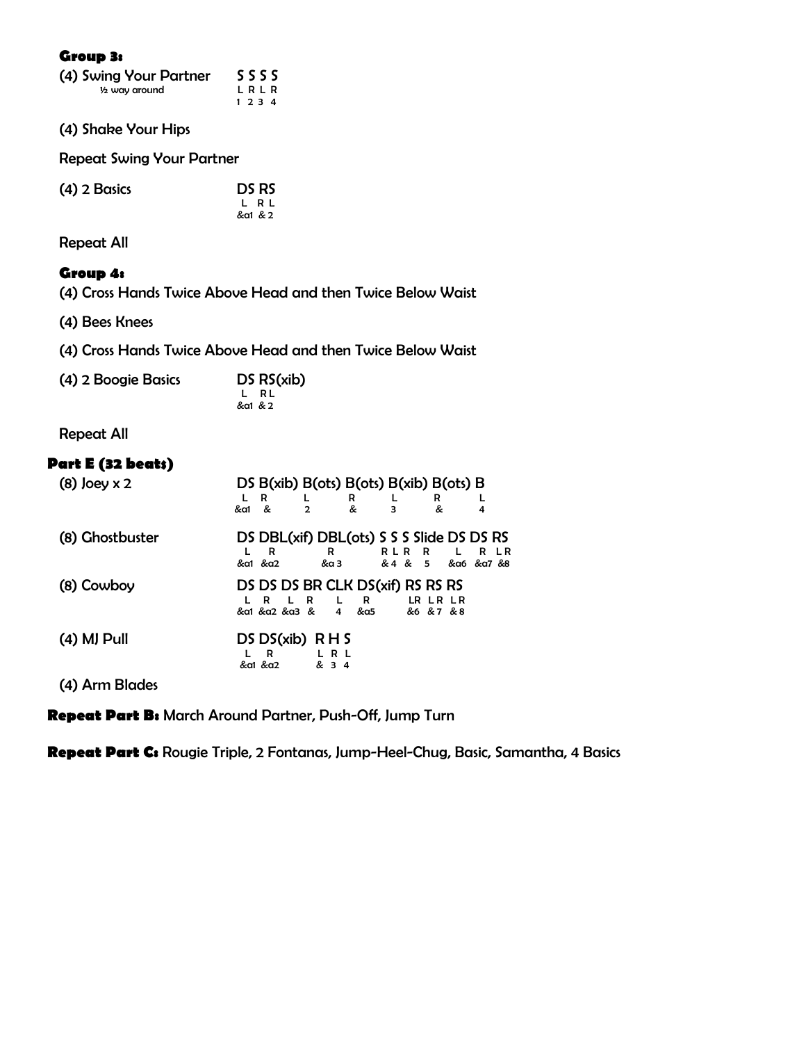### Group 3:

| | |
|---|---|
| (4) Swing Your Partner<br>½ way around | S S S S<br>L R L R<br>1 2 3 4 |
| (4) Shake Your Hips | |

Repeat Swing Your Partner

| | |
|---|---|
| (4) 2 Basics | DS RS<br>L R L<br>&a1 & 2 |

Repeat All

### Group 4:

(4) Cross Hands Twice Above Head and then Twice Below Waist

(4) Bees Knees

(4) Cross Hands Twice Above Head and then Twice Below Waist

| | |
|---|---|
| (4) 2 Boogie Basics | DS RS(xib)<br>L R L<br>&a1 & 2 |

Repeat All

## Part E (32 beats)

| | |
|---|---|
| (8) Joey x 2 | DS B(xib) B(ots) B(ots) B(xib) B(ots) B<br>L R L R L R L<br>&a1 & 2 & 3 & 4 |
| (8) Ghostbuster | DS DBL(xif) DBL(ots) S S S Slide DS DS RS<br>L R R R L R R L R LR<br>&a1 &a2 &a 3 & 4 & 5 &a6 &a7 &8 |
| (8) Cowboy | DS DS DS BR CLK DS(xif) RS RS RS<br>L R L R L R LR LR LR<br>&a1 &a2 &a3 & 4 &a5 &6 & 7 & 8 |
| (4) MJ Pull | DS DS(xib) R H S<br>L R L R L<br>&a1 &a2 & 3 4 |
| (4) Arm Blades | |

**Repeat Part B:** March Around Partner, Push-Off, Jump Turn

**Repeat Part C:** Rougie Triple, 2 Fontanas, Jump-Heel-Chug, Basic, Samantha, 4 Basics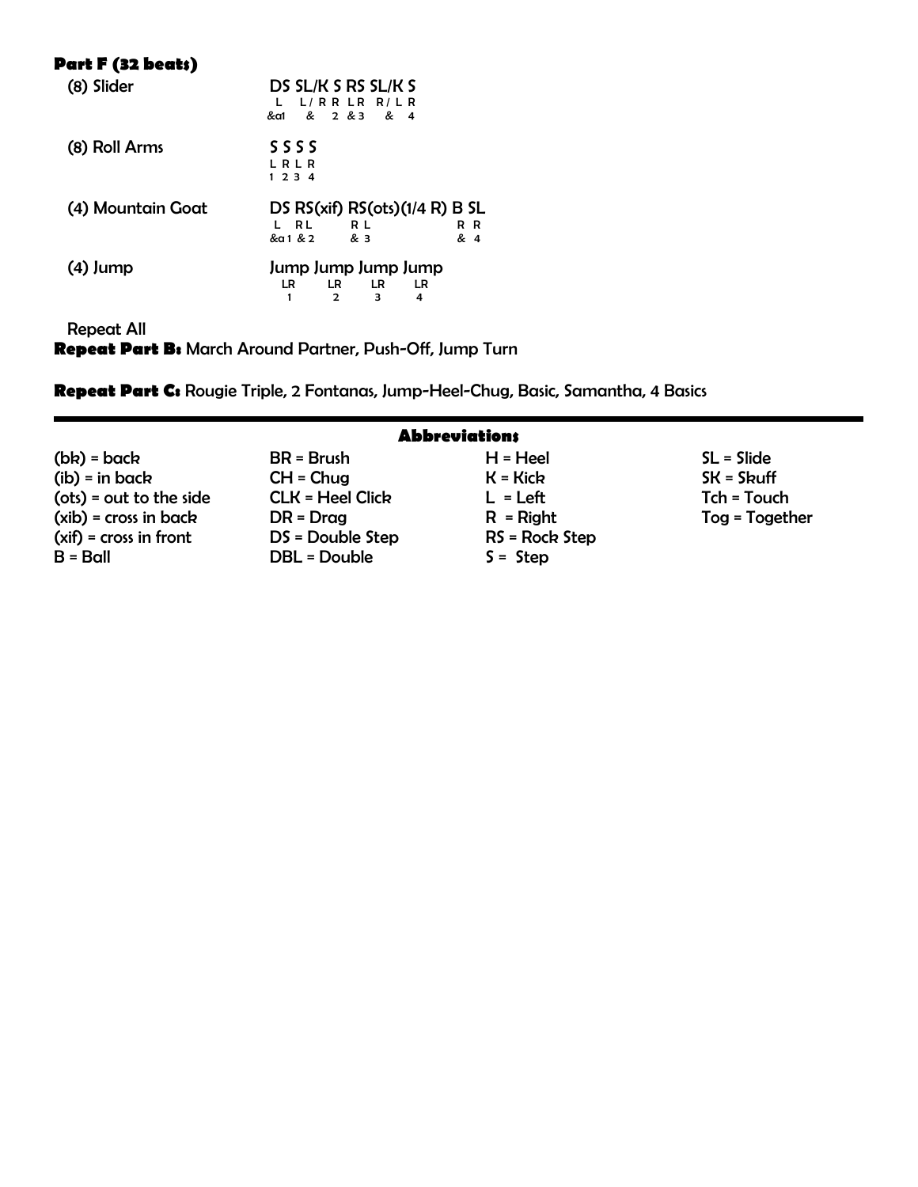**Part F (32 beats)**

| | |
|---|---|
| (8) Slider | DS SL/K S RS SL/K S<br>L L/ R R LR R/ L R<br>&a1 & 2 &3 & 4 |
| (8) Roll Arms | S S S S<br>L R L R<br>1 2 3 4 |
| (4) Mountain Goat | DS RS(xif) RS(ots)(1/4 R) B SL<br>L RL RL R R<br>&a1 &2 &3 & 4 |
| (4) Jump | Jump Jump Jump Jump<br>LR LR LR LR<br>1 2 3 4 |

Repeat All

**Repeat Part B:** March Around Partner, Push-Off, Jump Turn

**Repeat Part C:** Rougie Triple, 2 Fontanas, Jump-Heel-Chug, Basic, Samantha, 4 Basics

**Abbreviations**

| | | | |
|---|---|---|---|
| (bk) = back | BR = Brush | H = Heel | SL = Slide |
| (ib) = in back | CH = Chug | K = Kick | SK = Skuff |
| (ots) = out to the side | CLK = Heel Click | L = Left | Tch = Touch |
| (xib) = cross in back | DR = Drag | R = Right | Tog = Together |
| (xif) = cross in front | DS = Double Step | RS = Rock Step | |
| B = Ball | DBL = Double | S = Step | |